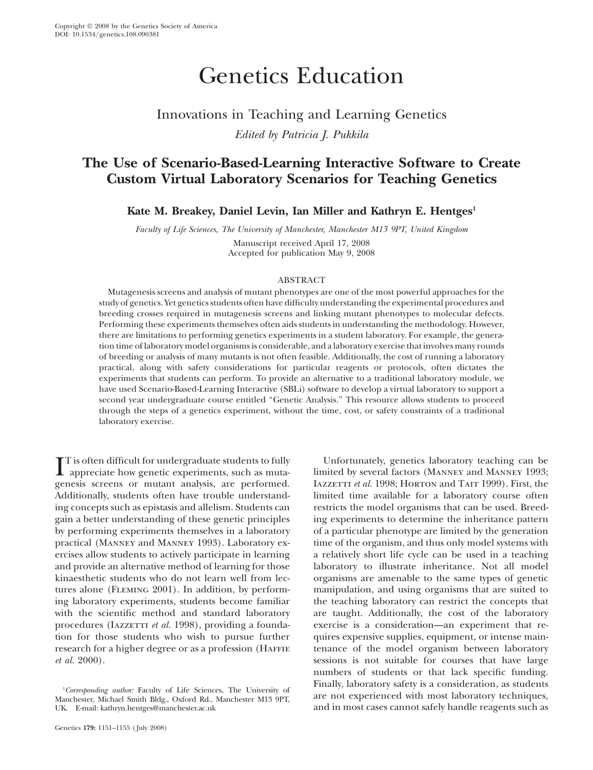# Genetics Education

## Innovations in Teaching and Learning Genetics

*Edited by Patricia J. Pukkila*

## The Use of Scenario-Based-Learning Interactive Software to Create Custom Virtual Laboratory Scenarios for Teaching Genetics

**Kate M. Breakey, Daniel Levin, Ian Miller and Kathryn E. Hentges[1]**

*Faculty of Life Sciences, The University of Manchester, Manchester M13 9PT, United Kingdom*

Manuscript received April 17, 2008
Accepted for publication May 9, 2008

### ABSTRACT

Mutagenesis screens and analysis of mutant phenotypes are one of the most powerful approaches for the study of genetics. Yet genetics students often have difficulty understanding the experimental procedures and breeding crosses required in mutagenesis screens and linking mutant phenotypes to molecular defects. Performing these experiments themselves often aids students in understanding the methodology. However, there are limitations to performing genetics experiments in a student laboratory. For example, the generation time of laboratory model organisms is considerable, and a laboratory exercise that involves many rounds of breeding or analysis of many mutants is not often feasible. Additionally, the cost of running a laboratory practical, along with safety considerations for particular reagents or protocols, often dictates the experiments that students can perform. To provide an alternative to a traditional laboratory module, we have used Scenario-Based-Learning Interactive (SBLi) software to develop a virtual laboratory to support a second year undergraduate course entitled "Genetic Analysis." This resource allows students to proceed through the steps of a genetics experiment, without the time, cost, or safety constraints of a traditional laboratory exercise.

IT is often difficult for undergraduate students to fully appreciate how genetic experiments, such as mutagenesis screens or mutant analysis, are performed. Additionally, students often have trouble understanding concepts such as epistasis and allelism. Students can gain a better understanding of these genetic principles by performing experiments themselves in a laboratory practical (Manney and Manney 1993). Laboratory exercises allow students to actively participate in learning and provide an alternative method of learning for those kinaesthetic students who do not learn well from lectures alone (Fleming 2001). In addition, by performing laboratory experiments, students become familiar with the scientific method and standard laboratory procedures (Iazzetti *et al.* 1998), providing a foundation for those students who wish to pursue further research for a higher degree or as a profession (Haffie *et al.* 2000).

Unfortunately, genetics laboratory teaching can be limited by several factors (Manney and Manney 1993; Iazzetti *et al.* 1998; Horton and Tait 1999). First, the limited time available for a laboratory course often restricts the model organisms that can be used. Breeding experiments to determine the inheritance pattern of a particular phenotype are limited by the generation time of the organism, and thus only model systems with a relatively short life cycle can be used in a teaching laboratory to illustrate inheritance. Not all model organisms are amenable to the same types of genetic manipulation, and using organisms that are suited to the teaching laboratory can restrict the concepts that are taught. Additionally, the cost of the laboratory exercise is a consideration—an experiment that requires expensive supplies, equipment, or intense maintenance of the model organism between laboratory sessions is not suitable for courses that have large numbers of students or that lack specific funding. Finally, laboratory safety is a consideration, as students are not experienced with most laboratory techniques, and in most cases cannot safely handle reagents such as

[1]*Corresponding author:* Faculty of Life Sciences, The University of Manchester, Michael Smith Bldg., Oxford Rd., Manchester M13 9PT, UK. E-mail: kathryn.hentges@manchester.ac.uk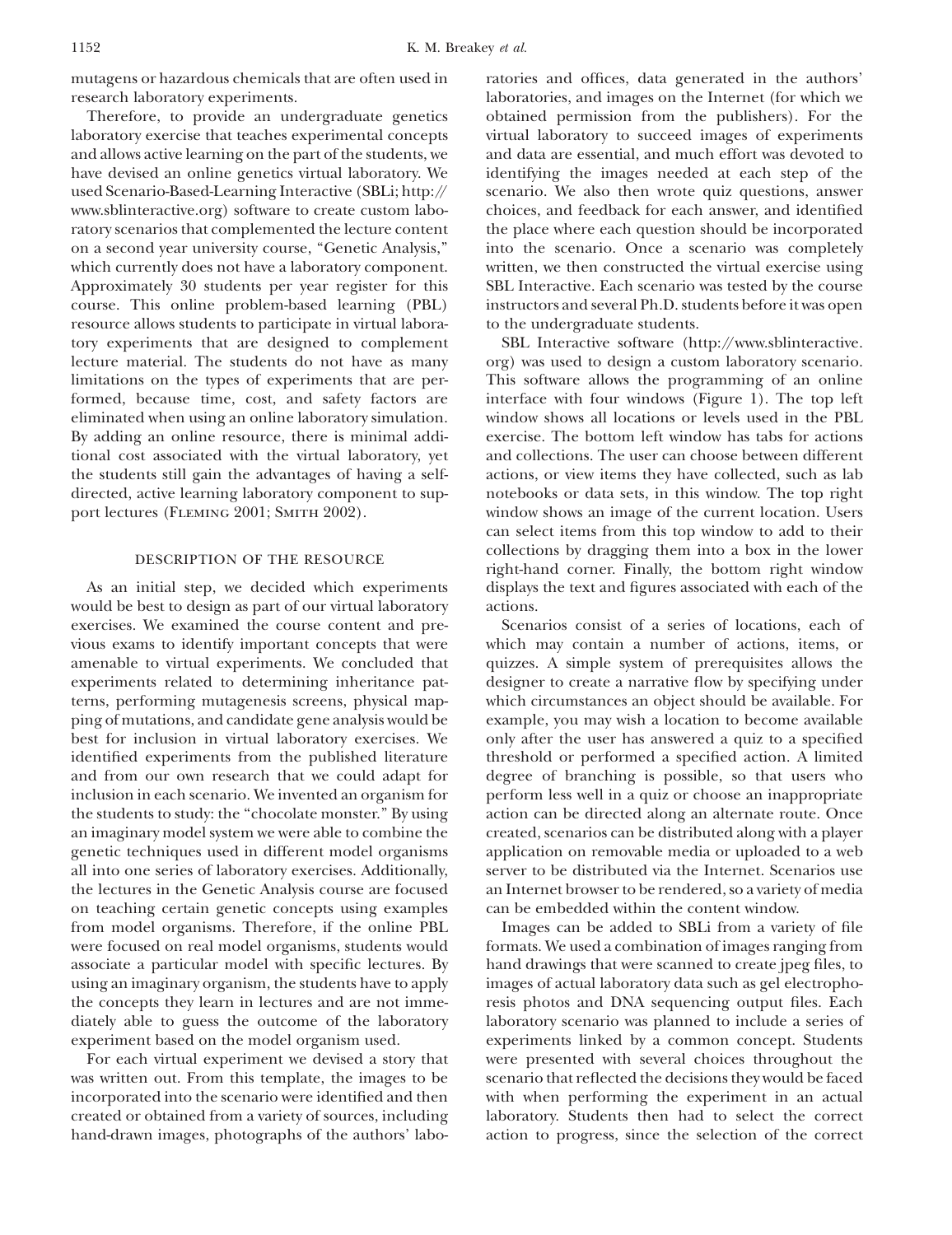mutagens or hazardous chemicals that are often used in research laboratory experiments.

Therefore, to provide an undergraduate genetics laboratory exercise that teaches experimental concepts and allows active learning on the part of the students, we have devised an online genetics virtual laboratory. We used Scenario-Based-Learning Interactive (SBLi; http://www.sblinteractive.org) software to create custom laboratory scenarios that complemented the lecture content on a second year university course, "Genetic Analysis," which currently does not have a laboratory component. Approximately 30 students per year register for this course. This online problem-based learning (PBL) resource allows students to participate in virtual laboratory experiments that are designed to complement lecture material. The students do not have as many limitations on the types of experiments that are performed, because time, cost, and safety factors are eliminated when using an online laboratory simulation. By adding an online resource, there is minimal additional cost associated with the virtual laboratory, yet the students still gain the advantages of having a self-directed, active learning laboratory component to support lectures (Fleming 2001; Smith 2002).

## DESCRIPTION OF THE RESOURCE

As an initial step, we decided which experiments would be best to design as part of our virtual laboratory exercises. We examined the course content and previous exams to identify important concepts that were amenable to virtual experiments. We concluded that experiments related to determining inheritance patterns, performing mutagenesis screens, physical mapping of mutations, and candidate gene analysis would be best for inclusion in virtual laboratory exercises. We identified experiments from the published literature and from our own research that we could adapt for inclusion in each scenario. We invented an organism for the students to study: the "chocolate monster." By using an imaginary model system we were able to combine the genetic techniques used in different model organisms all into one series of laboratory exercises. Additionally, the lectures in the Genetic Analysis course are focused on teaching certain genetic concepts using examples from model organisms. Therefore, if the online PBL were focused on real model organisms, students would associate a particular model with specific lectures. By using an imaginary organism, the students have to apply the concepts they learn in lectures and are not immediately able to guess the outcome of the laboratory experiment based on the model organism used.

For each virtual experiment we devised a story that was written out. From this template, the images to be incorporated into the scenario were identified and then created or obtained from a variety of sources, including hand-drawn images, photographs of the authors' laboratories and offices, data generated in the authors' laboratories, and images on the Internet (for which we obtained permission from the publishers). For the virtual laboratory to succeed images of experiments and data are essential, and much effort was devoted to identifying the images needed at each step of the scenario. We also then wrote quiz questions, answer choices, and feedback for each answer, and identified the place where each question should be incorporated into the scenario. Once a scenario was completely written, we then constructed the virtual exercise using SBL Interactive. Each scenario was tested by the course instructors and several Ph.D. students before it was open to the undergraduate students.

SBL Interactive software (http://www.sblinteractive.org) was used to design a custom laboratory scenario. This software allows the programming of an online interface with four windows (Figure 1). The top left window shows all locations or levels used in the PBL exercise. The bottom left window has tabs for actions and collections. The user can choose between different actions, or view items they have collected, such as lab notebooks or data sets, in this window. The top right window shows an image of the current location. Users can select items from this top window to add to their collections by dragging them into a box in the lower right-hand corner. Finally, the bottom right window displays the text and figures associated with each of the actions.

Scenarios consist of a series of locations, each of which may contain a number of actions, items, or quizzes. A simple system of prerequisites allows the designer to create a narrative flow by specifying under which circumstances an object should be available. For example, you may wish a location to become available only after the user has answered a quiz to a specified threshold or performed a specified action. A limited degree of branching is possible, so that users who perform less well in a quiz or choose an inappropriate action can be directed along an alternate route. Once created, scenarios can be distributed along with a player application on removable media or uploaded to a web server to be distributed via the Internet. Scenarios use an Internet browser to be rendered, so a variety of media can be embedded within the content window.

Images can be added to SBLi from a variety of file formats. We used a combination of images ranging from hand drawings that were scanned to create jpeg files, to images of actual laboratory data such as gel electrophoresis photos and DNA sequencing output files. Each laboratory scenario was planned to include a series of experiments linked by a common concept. Students were presented with several choices throughout the scenario that reflected the decisions they would be faced with when performing the experiment in an actual laboratory. Students then had to select the correct action to progress, since the selection of the correct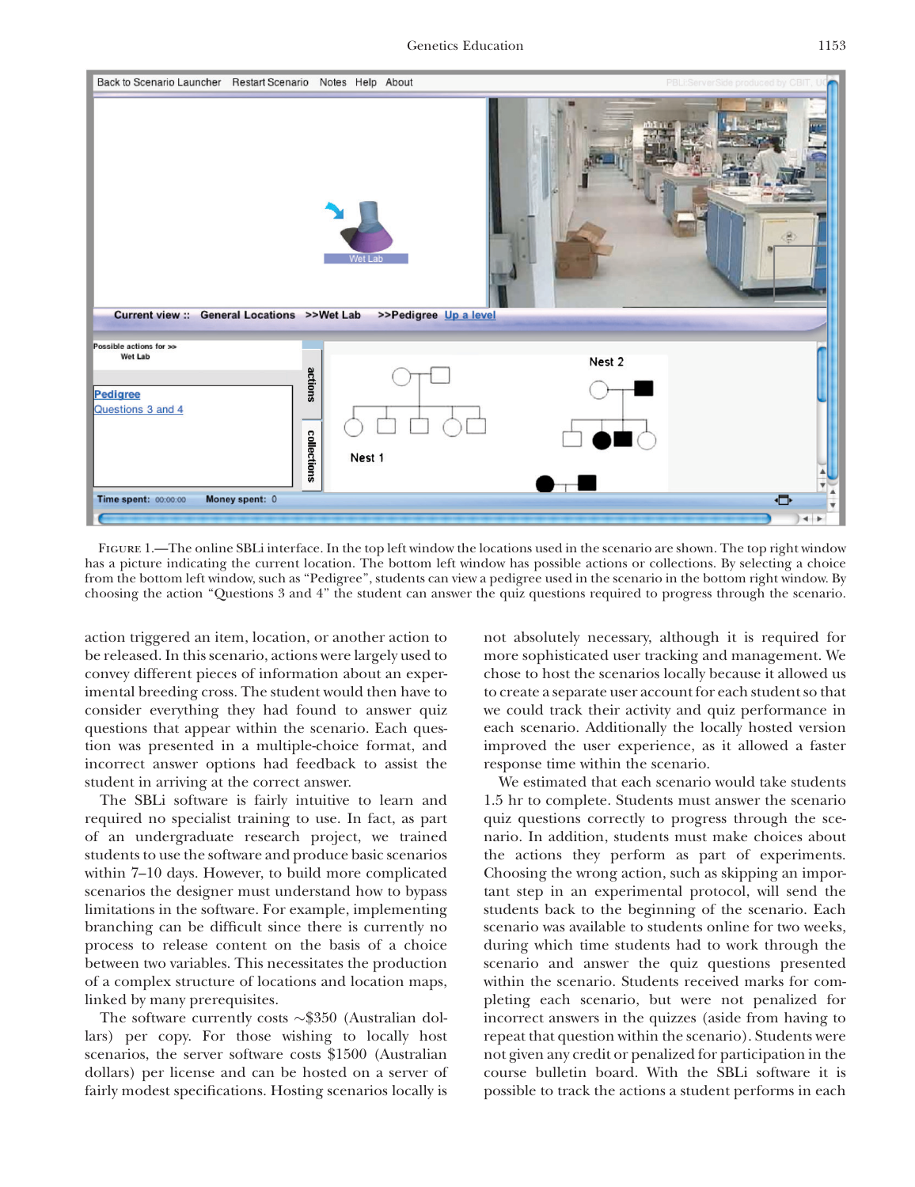FIGURE 1.—The online SBLi interface. In the top left window the locations used in the scenario are shown. The top right window has a picture indicating the current location. The bottom left window has possible actions or collections. By selecting a choice from the bottom left window, such as "Pedigree", students can view a pedigree used in the scenario in the bottom right window. By choosing the action "Questions 3 and 4" the student can answer the quiz questions required to progress through the scenario.

action triggered an item, location, or another action to be released. In this scenario, actions were largely used to convey different pieces of information about an experimental breeding cross. The student would then have to consider everything they had found to answer quiz questions that appear within the scenario. Each question was presented in a multiple-choice format, and incorrect answer options had feedback to assist the student in arriving at the correct answer.

The SBLi software is fairly intuitive to learn and required no specialist training to use. In fact, as part of an undergraduate research project, we trained students to use the software and produce basic scenarios within 7–10 days. However, to build more complicated scenarios the designer must understand how to bypass limitations in the software. For example, implementing branching can be difficult since there is currently no process to release content on the basis of a choice between two variables. This necessitates the production of a complex structure of locations and location maps, linked by many prerequisites.

The software currently costs ~$350 (Australian dollars) per copy. For those wishing to locally host scenarios, the server software costs $1500 (Australian dollars) per license and can be hosted on a server of fairly modest specifications. Hosting scenarios locally is not absolutely necessary, although it is required for more sophisticated user tracking and management. We chose to host the scenarios locally because it allowed us to create a separate user account for each student so that we could track their activity and quiz performance in each scenario. Additionally the locally hosted version improved the user experience, as it allowed a faster response time within the scenario.

We estimated that each scenario would take students 1.5 hr to complete. Students must answer the scenario quiz questions correctly to progress through the scenario. In addition, students must make choices about the actions they perform as part of experiments. Choosing the wrong action, such as skipping an important step in an experimental protocol, will send the students back to the beginning of the scenario. Each scenario was available to students online for two weeks, during which time students had to work through the scenario and answer the quiz questions presented within the scenario. Students received marks for completing each scenario, but were not penalized for incorrect answers in the quizzes (aside from having to repeat that question within the scenario). Students were not given any credit or penalized for participation in the course bulletin board. With the SBLi software it is possible to track the actions a student performs in each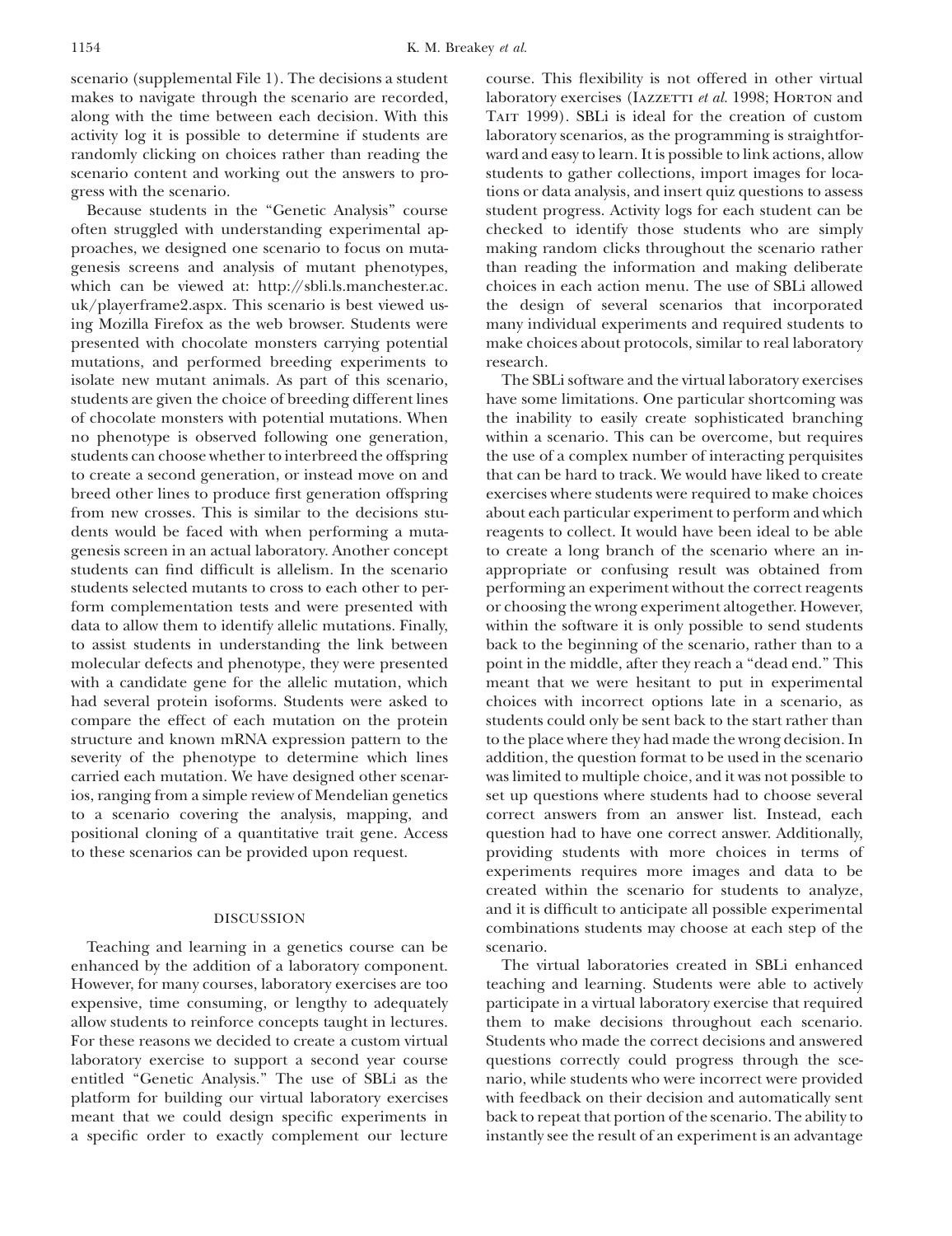scenario (supplemental File 1). The decisions a student makes to navigate through the scenario are recorded, along with the time between each decision. With this activity log it is possible to determine if students are randomly clicking on choices rather than reading the scenario content and working out the answers to progress with the scenario.

Because students in the "Genetic Analysis" course often struggled with understanding experimental approaches, we designed one scenario to focus on mutagenesis screens and analysis of mutant phenotypes, which can be viewed at: http://sbli.ls.manchester.ac.uk/playerframe2.aspx. This scenario is best viewed using Mozilla Firefox as the web browser. Students were presented with chocolate monsters carrying potential mutations, and performed breeding experiments to isolate new mutant animals. As part of this scenario, students are given the choice of breeding different lines of chocolate monsters with potential mutations. When no phenotype is observed following one generation, students can choose whether to interbreed the offspring to create a second generation, or instead move on and breed other lines to produce first generation offspring from new crosses. This is similar to the decisions students would be faced with when performing a mutagenesis screen in an actual laboratory. Another concept students can find difficult is allelism. In the scenario students selected mutants to cross to each other to perform complementation tests and were presented with data to allow them to identify allelic mutations. Finally, to assist students in understanding the link between molecular defects and phenotype, they were presented with a candidate gene for the allelic mutation, which had several protein isoforms. Students were asked to compare the effect of each mutation on the protein structure and known mRNA expression pattern to the severity of the phenotype to determine which lines carried each mutation. We have designed other scenarios, ranging from a simple review of Mendelian genetics to a scenario covering the analysis, mapping, and positional cloning of a quantitative trait gene. Access to these scenarios can be provided upon request.

## DISCUSSION

Teaching and learning in a genetics course can be enhanced by the addition of a laboratory component. However, for many courses, laboratory exercises are too expensive, time consuming, or lengthy to adequately allow students to reinforce concepts taught in lectures. For these reasons we decided to create a custom virtual laboratory exercise to support a second year course entitled "Genetic Analysis." The use of SBLi as the platform for building our virtual laboratory exercises meant that we could design specific experiments in a specific order to exactly complement our lecture course. This flexibility is not offered in other virtual laboratory exercises (Iazzetti *et al.* 1998; Horton and Tait 1999). SBLi is ideal for the creation of custom laboratory scenarios, as the programming is straightforward and easy to learn. It is possible to link actions, allow students to gather collections, import images for locations or data analysis, and insert quiz questions to assess student progress. Activity logs for each student can be checked to identify those students who are simply making random clicks throughout the scenario rather than reading the information and making deliberate choices in each action menu. The use of SBLi allowed the design of several scenarios that incorporated many individual experiments and required students to make choices about protocols, similar to real laboratory research.

The SBLi software and the virtual laboratory exercises have some limitations. One particular shortcoming was the inability to easily create sophisticated branching within a scenario. This can be overcome, but requires the use of a complex number of interacting perquisites that can be hard to track. We would have liked to create exercises where students were required to make choices about each particular experiment to perform and which reagents to collect. It would have been ideal to be able to create a long branch of the scenario where an inappropriate or confusing result was obtained from performing an experiment without the correct reagents or choosing the wrong experiment altogether. However, within the software it is only possible to send students back to the beginning of the scenario, rather than to a point in the middle, after they reach a "dead end." This meant that we were hesitant to put in experimental choices with incorrect options late in a scenario, as students could only be sent back to the start rather than to the place where they had made the wrong decision. In addition, the question format to be used in the scenario was limited to multiple choice, and it was not possible to set up questions where students had to choose several correct answers from an answer list. Instead, each question had to have one correct answer. Additionally, providing students with more choices in terms of experiments requires more images and data to be created within the scenario for students to analyze, and it is difficult to anticipate all possible experimental combinations students may choose at each step of the scenario.

The virtual laboratories created in SBLi enhanced teaching and learning. Students were able to actively participate in a virtual laboratory exercise that required them to make decisions throughout each scenario. Students who made the correct decisions and answered questions correctly could progress through the scenario, while students who were incorrect were provided with feedback on their decision and automatically sent back to repeat that portion of the scenario. The ability to instantly see the result of an experiment is an advantage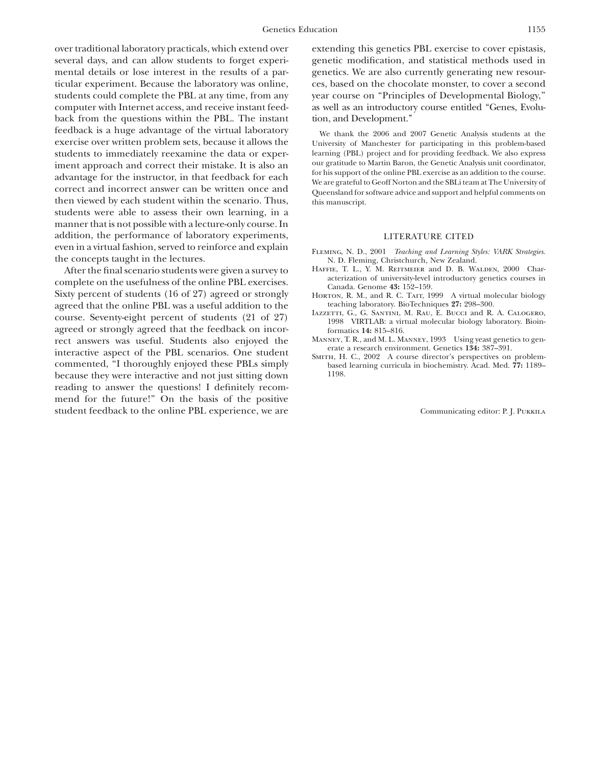over traditional laboratory practicals, which extend over several days, and can allow students to forget experimental details or lose interest in the results of a particular experiment. Because the laboratory was online, students could complete the PBL at any time, from any computer with Internet access, and receive instant feedback from the questions within the PBL. The instant feedback is a huge advantage of the virtual laboratory exercise over written problem sets, because it allows the students to immediately reexamine the data or experiment approach and correct their mistake. It is also an advantage for the instructor, in that feedback for each correct and incorrect answer can be written once and then viewed by each student within the scenario. Thus, students were able to assess their own learning, in a manner that is not possible with a lecture-only course. In addition, the performance of laboratory experiments, even in a virtual fashion, served to reinforce and explain the concepts taught in the lectures.

After the final scenario students were given a survey to complete on the usefulness of the online PBL exercises. Sixty percent of students (16 of 27) agreed or strongly agreed that the online PBL was a useful addition to the course. Seventy-eight percent of students (21 of 27) agreed or strongly agreed that the feedback on incorrect answers was useful. Students also enjoyed the interactive aspect of the PBL scenarios. One student commented, "I thoroughly enjoyed these PBLs simply because they were interactive and not just sitting down reading to answer the questions! I definitely recommend for the future!" On the basis of the positive student feedback to the online PBL experience, we are extending this genetics PBL exercise to cover epistasis, genetic modification, and statistical methods used in genetics. We are also currently generating new resources, based on the chocolate monster, to cover a second year course on "Principles of Developmental Biology," as well as an introductory course entitled "Genes, Evolution, and Development."

We thank the 2006 and 2007 Genetic Analysis students at the University of Manchester for participating in this problem-based learning (PBL) project and for providing feedback. We also express our gratitude to Martin Baron, the Genetic Analysis unit coordinator, for his support of the online PBL exercise as an addition to the course. We are grateful to Geoff Norton and the SBLi team at The University of Queensland for software advice and support and helpful comments on this manuscript.

## LITERATURE CITED

Fleming, N. D., 2001 *Teaching and Learning Styles: VARK Strategies*. N. D. Fleming, Christchurch, New Zealand.

Haffie, T. L., Y. M. Reitmeier and D. B. Walden, 2000 Characterization of university-level introductory genetics courses in Canada. Genome **43:** 152–159.

Horton, R. M., and R. C. Tait, 1999 A virtual molecular biology teaching laboratory. BioTechniques **27:** 298–300.

Iazzetti, G., G. Santini, M. Rau, E. Bucci and R. A. Calogero, 1998 VIRTLAB: a virtual molecular biology laboratory. Bioinformatics **14:** 815–816.

Manney, T. R., and M. L. Manney, 1993 Using yeast genetics to generate a research environment. Genetics **134:** 387–391.

Smith, H. C., 2002 A course director's perspectives on problem-based learning curricula in biochemistry. Acad. Med. **77:** 1189–1198.

Communicating editor: P. J. Pukkila